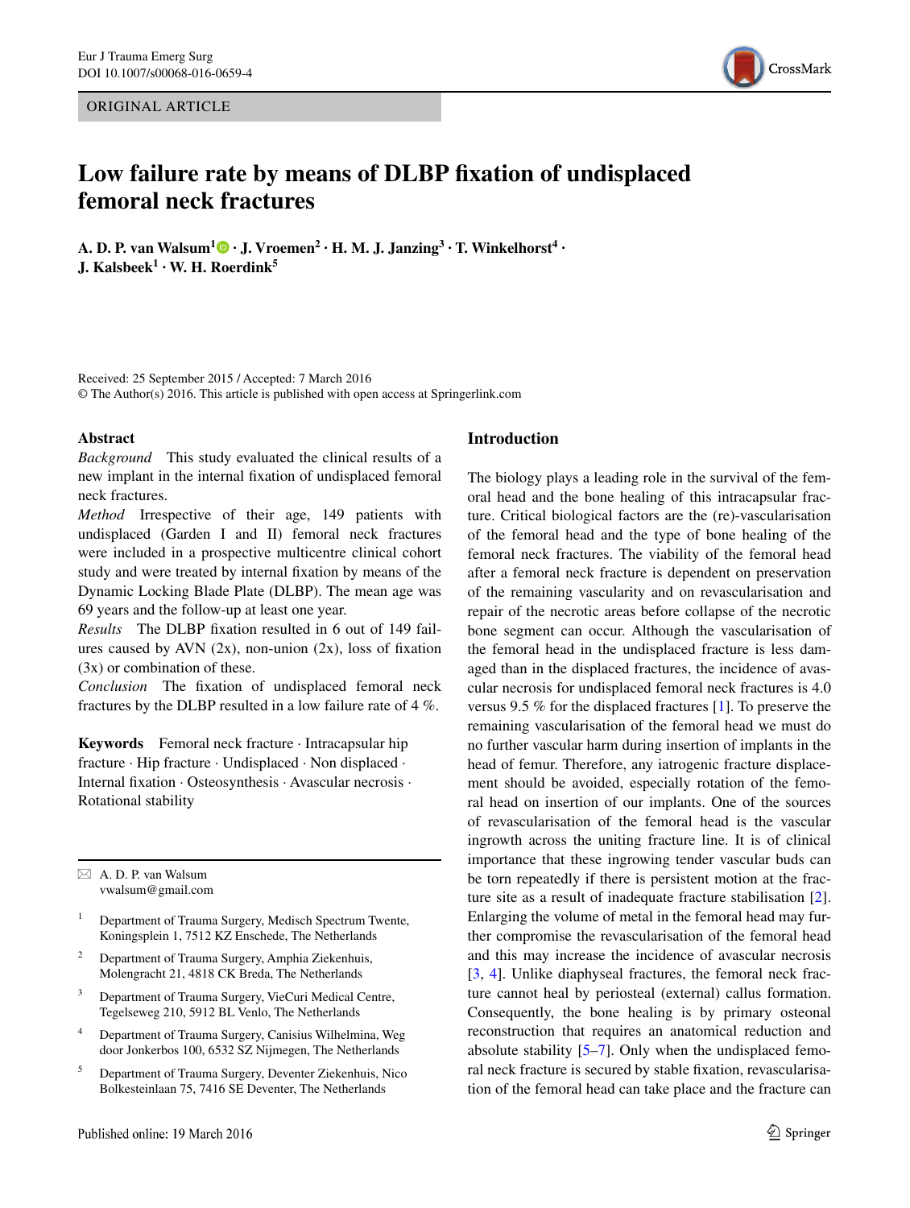ORIGINAL ARTICLE

# Low failure rate by means of DLBP fixation of undisplaced femoral neck fractures

**A. D. P. van Walsum[1] · J. Vroemen[2] · H. M. J. Janzing[3] · T. Winkelhorst[4] · J. Kalsbeek[1] · W. H. Roerdink[5]**

Received: 25 September 2015 / Accepted: 7 March 2016
© The Author(s) 2016. This article is published with open access at Springerlink.com

## Abstract

*Background* This study evaluated the clinical results of a new implant in the internal fixation of undisplaced femoral neck fractures.

*Method* Irrespective of their age, 149 patients with undisplaced (Garden I and II) femoral neck fractures were included in a prospective multicentre clinical cohort study and were treated by internal fixation by means of the Dynamic Locking Blade Plate (DLBP). The mean age was 69 years and the follow-up at least one year.

*Results* The DLBP fixation resulted in 6 out of 149 failures caused by AVN (2x), non-union (2x), loss of fixation (3x) or combination of these.

*Conclusion* The fixation of undisplaced femoral neck fractures by the DLBP resulted in a low failure rate of 4 %.

**Keywords** Femoral neck fracture · Intracapsular hip fracture · Hip fracture · Undisplaced · Non displaced · Internal fixation · Osteosynthesis · Avascular necrosis · Rotational stability

✉ A. D. P. van Walsum
vwalsum@gmail.com

[1] Department of Trauma Surgery, Medisch Spectrum Twente, Koningsplein 1, 7512 KZ Enschede, The Netherlands

[2] Department of Trauma Surgery, Amphia Ziekenhuis, Molengracht 21, 4818 CK Breda, The Netherlands

[3] Department of Trauma Surgery, VieCuri Medical Centre, Tegelseweg 210, 5912 BL Venlo, The Netherlands

[4] Department of Trauma Surgery, Canisius Wilhelmina, Weg door Jonkerbos 100, 6532 SZ Nijmegen, The Netherlands

[5] Department of Trauma Surgery, Deventer Ziekenhuis, Nico Bolkesteinlaan 75, 7416 SE Deventer, The Netherlands

## Introduction

The biology plays a leading role in the survival of the femoral head and the bone healing of this intracapsular fracture. Critical biological factors are the (re)-vascularisation of the femoral head and the type of bone healing of the femoral neck fractures. The viability of the femoral head after a femoral neck fracture is dependent on preservation of the remaining vascularity and on revascularisation and repair of the necrotic areas before collapse of the necrotic bone segment can occur. Although the vascularisation of the femoral head in the undisplaced fracture is less damaged than in the displaced fractures, the incidence of avascular necrosis for undisplaced femoral neck fractures is 4.0 versus 9.5 % for the displaced fractures [1]. To preserve the remaining vascularisation of the femoral head we must do no further vascular harm during insertion of implants in the head of femur. Therefore, any iatrogenic fracture displacement should be avoided, especially rotation of the femoral head on insertion of our implants. One of the sources of revascularisation of the femoral head is the vascular ingrowth across the uniting fracture line. It is of clinical importance that these ingrowing tender vascular buds can be torn repeatedly if there is persistent motion at the fracture site as a result of inadequate fracture stabilisation [2]. Enlarging the volume of metal in the femoral head may further compromise the revascularisation of the femoral head and this may increase the incidence of avascular necrosis [3, 4]. Unlike diaphyseal fractures, the femoral neck fracture cannot heal by periosteal (external) callus formation. Consequently, the bone healing is by primary osteonal reconstruction that requires an anatomical reduction and absolute stability [5–7]. Only when the undisplaced femoral neck fracture is secured by stable fixation, revascularisation of the femoral head can take place and the fracture can

Published online: 19 March 2016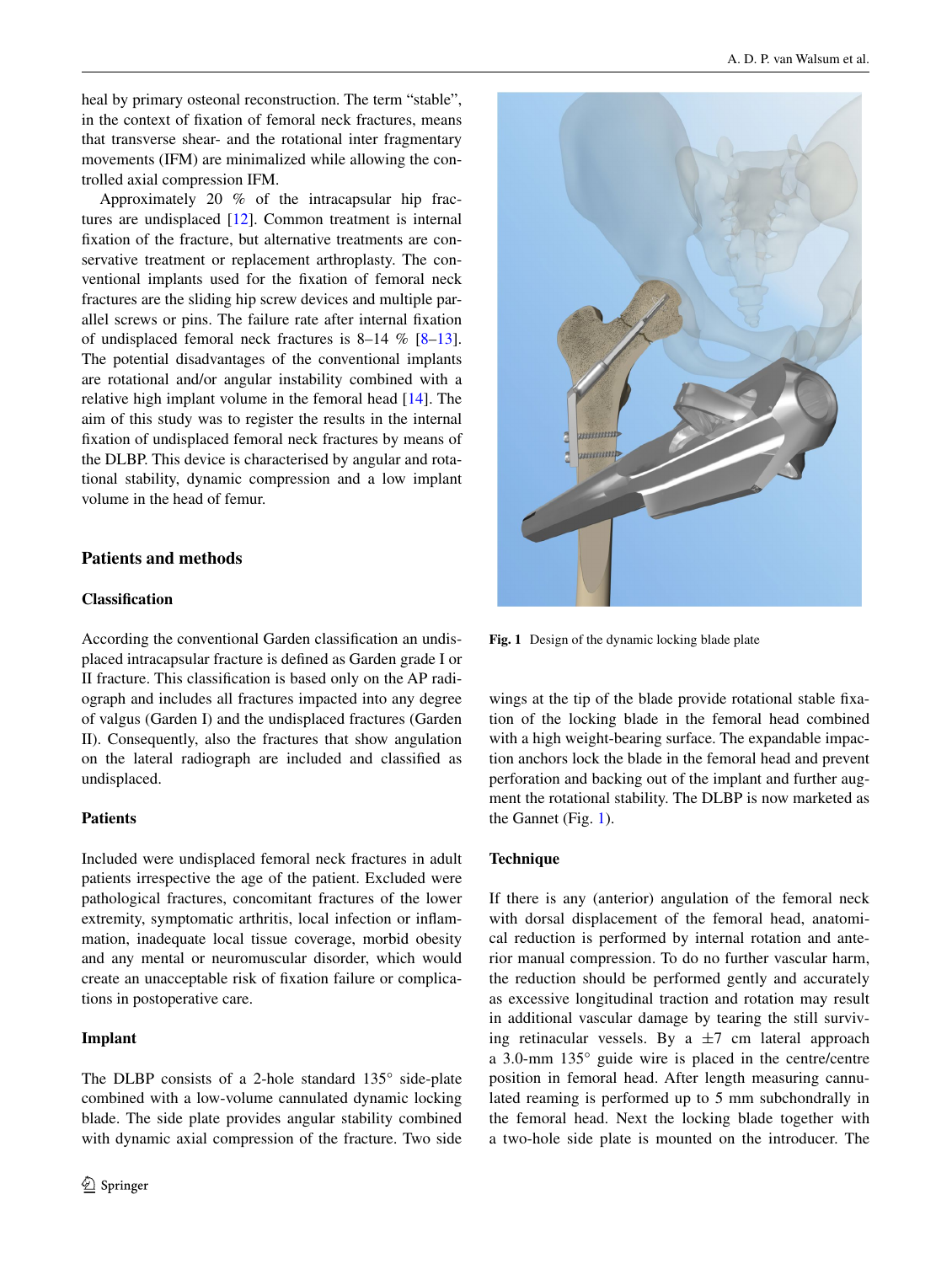heal by primary osteonal reconstruction. The term "stable", in the context of fixation of femoral neck fractures, means that transverse shear- and the rotational inter fragmentary movements (IFM) are minimalized while allowing the controlled axial compression IFM.

Approximately 20 % of the intracapsular hip fractures are undisplaced [12]. Common treatment is internal fixation of the fracture, but alternative treatments are conservative treatment or replacement arthroplasty. The conventional implants used for the fixation of femoral neck fractures are the sliding hip screw devices and multiple parallel screws or pins. The failure rate after internal fixation of undisplaced femoral neck fractures is 8–14 % [8–13]. The potential disadvantages of the conventional implants are rotational and/or angular instability combined with a relative high implant volume in the femoral head [14]. The aim of this study was to register the results in the internal fixation of undisplaced femoral neck fractures by means of the DLBP. This device is characterised by angular and rotational stability, dynamic compression and a low implant volume in the head of femur.

## Patients and methods

### Classification

According the conventional Garden classification an undisplaced intracapsular fracture is defined as Garden grade I or II fracture. This classification is based only on the AP radiograph and includes all fractures impacted into any degree of valgus (Garden I) and the undisplaced fractures (Garden II). Consequently, also the fractures that show angulation on the lateral radiograph are included and classified as undisplaced.

### Patients

Included were undisplaced femoral neck fractures in adult patients irrespective the age of the patient. Excluded were pathological fractures, concomitant fractures of the lower extremity, symptomatic arthritis, local infection or inflammation, inadequate local tissue coverage, morbid obesity and any mental or neuromuscular disorder, which would create an unacceptable risk of fixation failure or complications in postoperative care.

### Implant

The DLBP consists of a 2-hole standard 135° side-plate combined with a low-volume cannulated dynamic locking blade. The side plate provides angular stability combined with dynamic axial compression of the fracture. Two side wings at the tip of the blade provide rotational stable fixation of the locking blade in the femoral head combined with a high weight-bearing surface. The expandable impaction anchors lock the blade in the femoral head and prevent perforation and backing out of the implant and further augment the rotational stability. The DLBP is now marketed as the Gannet (Fig. 1).

**Fig. 1** Design of the dynamic locking blade plate

### Technique

If there is any (anterior) angulation of the femoral neck with dorsal displacement of the femoral head, anatomical reduction is performed by internal rotation and anterior manual compression. To do no further vascular harm, the reduction should be performed gently and accurately as excessive longitudinal traction and rotation may result in additional vascular damage by tearing the still surviving retinacular vessels. By a ±7 cm lateral approach a 3.0-mm 135° guide wire is placed in the centre/centre position in femoral head. After length measuring cannulated reaming is performed up to 5 mm subchondrally in the femoral head. Next the locking blade together with a two-hole side plate is mounted on the introducer. The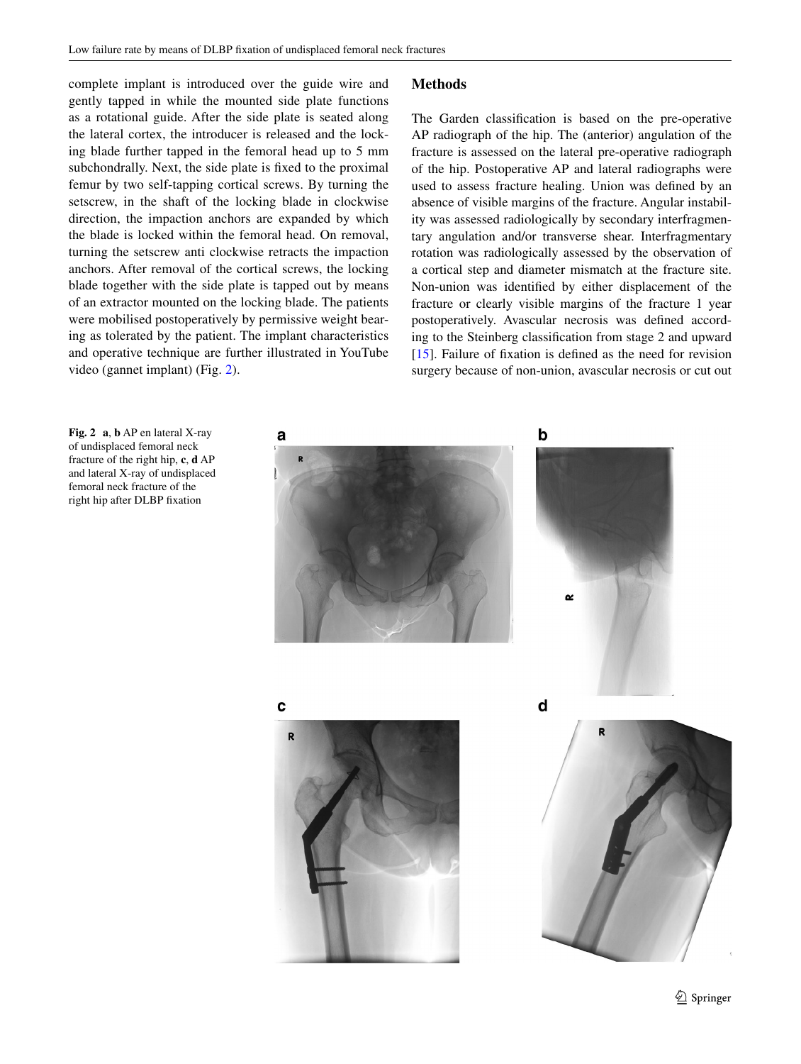complete implant is introduced over the guide wire and gently tapped in while the mounted side plate functions as a rotational guide. After the side plate is seated along the lateral cortex, the introducer is released and the locking blade further tapped in the femoral head up to 5 mm subchondrally. Next, the side plate is fixed to the proximal femur by two self-tapping cortical screws. By turning the setscrew, in the shaft of the locking blade in clockwise direction, the impaction anchors are expanded by which the blade is locked within the femoral head. On removal, turning the setscrew anti clockwise retracts the impaction anchors. After removal of the cortical screws, the locking blade together with the side plate is tapped out by means of an extractor mounted on the locking blade. The patients were mobilised postoperatively by permissive weight bearing as tolerated by the patient. The implant characteristics and operative technique are further illustrated in YouTube video (gannet implant) (Fig. 2).

## Methods

The Garden classification is based on the pre-operative AP radiograph of the hip. The (anterior) angulation of the fracture is assessed on the lateral pre-operative radiograph of the hip. Postoperative AP and lateral radiographs were used to assess fracture healing. Union was defined by an absence of visible margins of the fracture. Angular instability was assessed radiologically by secondary interfragmentary angulation and/or transverse shear. Interfragmentary rotation was radiologically assessed by the observation of a cortical step and diameter mismatch at the fracture site. Non-union was identified by either displacement of the fracture or clearly visible margins of the fracture 1 year postoperatively. Avascular necrosis was defined according to the Steinberg classification from stage 2 and upward [15]. Failure of fixation is defined as the need for revision surgery because of non-union, avascular necrosis or cut out

**Fig. 2** **a**, **b** AP en lateral X-ray of undisplaced femoral neck fracture of the right hip, **c**, **d** AP and lateral X-ray of undisplaced femoral neck fracture of the right hip after DLBP fixation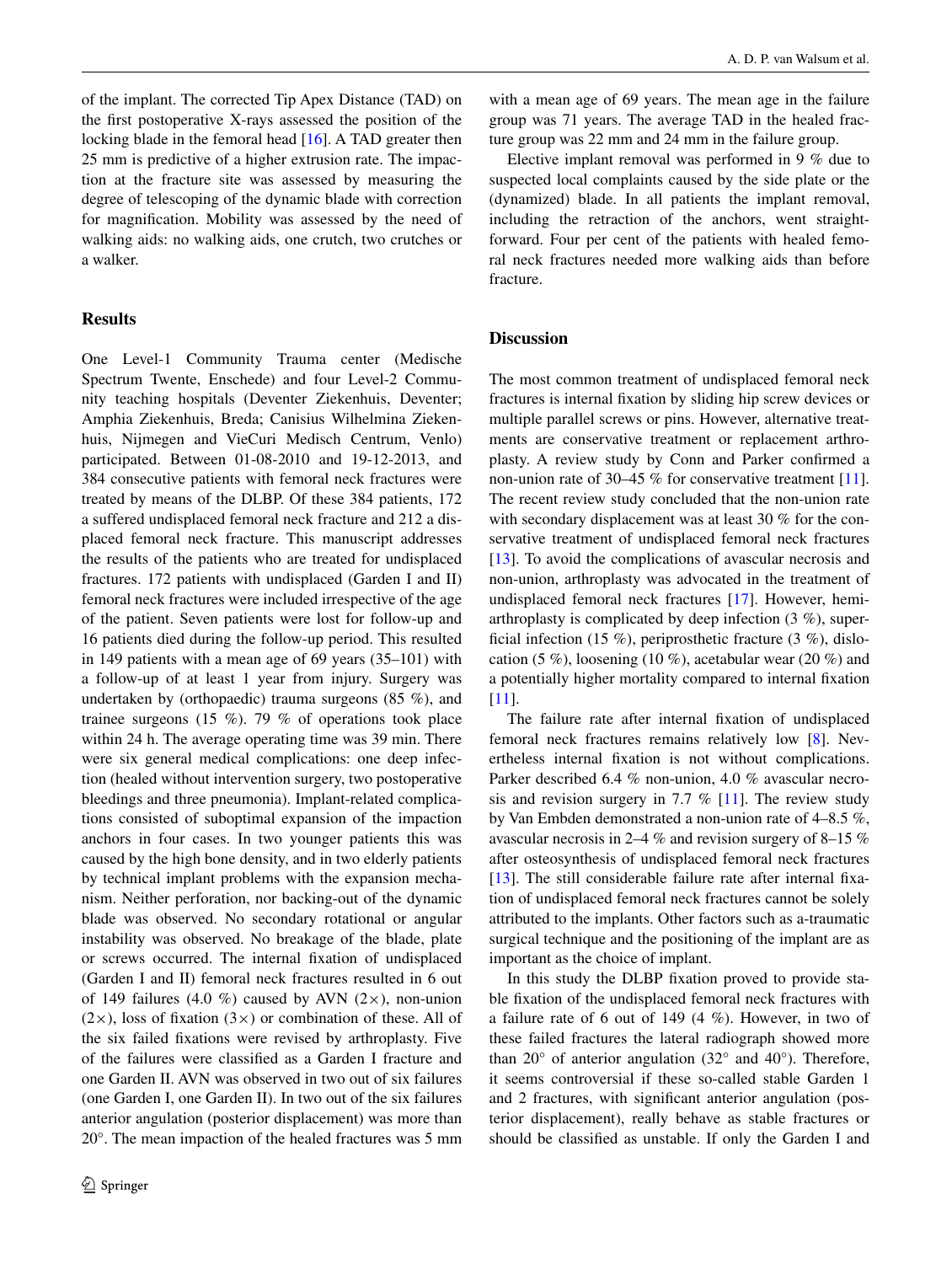of the implant. The corrected Tip Apex Distance (TAD) on the first postoperative X-rays assessed the position of the locking blade in the femoral head [16]. A TAD greater then 25 mm is predictive of a higher extrusion rate. The impaction at the fracture site was assessed by measuring the degree of telescoping of the dynamic blade with correction for magnification. Mobility was assessed by the need of walking aids: no walking aids, one crutch, two crutches or a walker.

## Results

One Level-1 Community Trauma center (Medische Spectrum Twente, Enschede) and four Level-2 Community teaching hospitals (Deventer Ziekenhuis, Deventer; Amphia Ziekenhuis, Breda; Canisius Wilhelmina Ziekenhuis, Nijmegen and VieCuri Medisch Centrum, Venlo) participated. Between 01-08-2010 and 19-12-2013, and 384 consecutive patients with femoral neck fractures were treated by means of the DLBP. Of these 384 patients, 172 a suffered undisplaced femoral neck fracture and 212 a displaced femoral neck fracture. This manuscript addresses the results of the patients who are treated for undisplaced fractures. 172 patients with undisplaced (Garden I and II) femoral neck fractures were included irrespective of the age of the patient. Seven patients were lost for follow-up and 16 patients died during the follow-up period. This resulted in 149 patients with a mean age of 69 years (35–101) with a follow-up of at least 1 year from injury. Surgery was undertaken by (orthopaedic) trauma surgeons (85 %), and trainee surgeons (15 %). 79 % of operations took place within 24 h. The average operating time was 39 min. There were six general medical complications: one deep infection (healed without intervention surgery, two postoperative bleedings and three pneumonia). Implant-related complications consisted of suboptimal expansion of the impaction anchors in four cases. In two younger patients this was caused by the high bone density, and in two elderly patients by technical implant problems with the expansion mechanism. Neither perforation, nor backing-out of the dynamic blade was observed. No secondary rotational or angular instability was observed. No breakage of the blade, plate or screws occurred. The internal fixation of undisplaced (Garden I and II) femoral neck fractures resulted in 6 out of 149 failures (4.0 %) caused by AVN (2×), non-union (2×), loss of fixation (3×) or combination of these. All of the six failed fixations were revised by arthroplasty. Five of the failures were classified as a Garden I fracture and one Garden II. AVN was observed in two out of six failures (one Garden I, one Garden II). In two out of the six failures anterior angulation (posterior displacement) was more than 20°. The mean impaction of the healed fractures was 5 mm with a mean age of 69 years. The mean age in the failure group was 71 years. The average TAD in the healed fracture group was 22 mm and 24 mm in the failure group.

Elective implant removal was performed in 9 % due to suspected local complaints caused by the side plate or the (dynamized) blade. In all patients the implant removal, including the retraction of the anchors, went straightforward. Four per cent of the patients with healed femoral neck fractures needed more walking aids than before fracture.

## Discussion

The most common treatment of undisplaced femoral neck fractures is internal fixation by sliding hip screw devices or multiple parallel screws or pins. However, alternative treatments are conservative treatment or replacement arthroplasty. A review study by Conn and Parker confirmed a non-union rate of 30–45 % for conservative treatment [11]. The recent review study concluded that the non-union rate with secondary displacement was at least 30 % for the conservative treatment of undisplaced femoral neck fractures [13]. To avoid the complications of avascular necrosis and non-union, arthroplasty was advocated in the treatment of undisplaced femoral neck fractures [17]. However, hemiarthroplasty is complicated by deep infection (3 %), superficial infection (15 %), periprosthetic fracture (3 %), dislocation (5 %), loosening (10 %), acetabular wear (20 %) and a potentially higher mortality compared to internal fixation [11].

The failure rate after internal fixation of undisplaced femoral neck fractures remains relatively low [8]. Nevertheless internal fixation is not without complications. Parker described 6.4 % non-union, 4.0 % avascular necrosis and revision surgery in 7.7 % [11]. The review study by Van Embden demonstrated a non-union rate of 4–8.5 %, avascular necrosis in 2–4 % and revision surgery of 8–15 % after osteosynthesis of undisplaced femoral neck fractures [13]. The still considerable failure rate after internal fixation of undisplaced femoral neck fractures cannot be solely attributed to the implants. Other factors such as a-traumatic surgical technique and the positioning of the implant are as important as the choice of implant.

In this study the DLBP fixation proved to provide stable fixation of the undisplaced femoral neck fractures with a failure rate of 6 out of 149 (4 %). However, in two of these failed fractures the lateral radiograph showed more than 20° of anterior angulation (32° and 40°). Therefore, it seems controversial if these so-called stable Garden 1 and 2 fractures, with significant anterior angulation (posterior displacement), really behave as stable fractures or should be classified as unstable. If only the Garden I and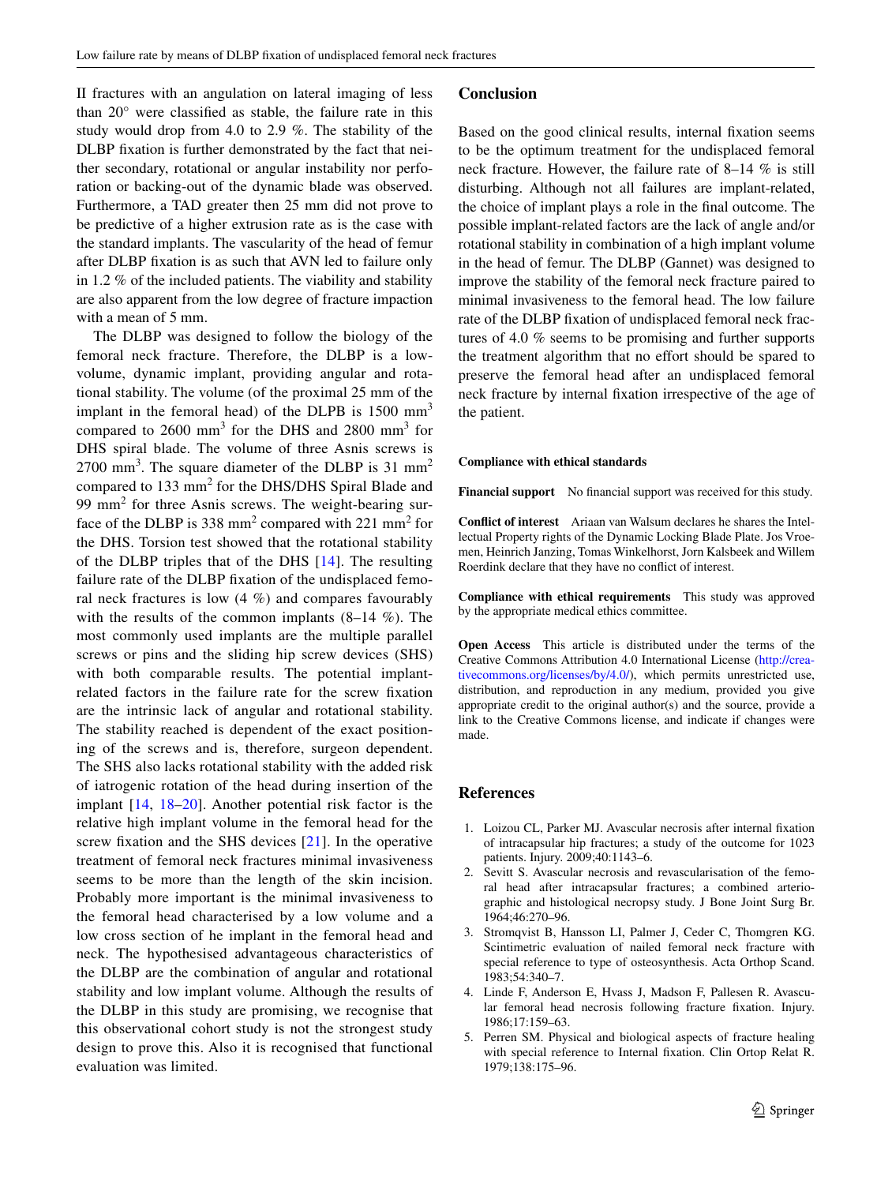II fractures with an angulation on lateral imaging of less than 20° were classified as stable, the failure rate in this study would drop from 4.0 to 2.9 %. The stability of the DLBP fixation is further demonstrated by the fact that neither secondary, rotational or angular instability nor perforation or backing-out of the dynamic blade was observed. Furthermore, a TAD greater then 25 mm did not prove to be predictive of a higher extrusion rate as is the case with the standard implants. The vascularity of the head of femur after DLBP fixation is as such that AVN led to failure only in 1.2 % of the included patients. The viability and stability are also apparent from the low degree of fracture impaction with a mean of 5 mm.

The DLBP was designed to follow the biology of the femoral neck fracture. Therefore, the DLBP is a low-volume, dynamic implant, providing angular and rotational stability. The volume (of the proximal 25 mm of the implant in the femoral head) of the DLPB is 1500 $mm^3$ compared to 2600 $mm^3$ for the DHS and 2800 $mm^3$ for DHS spiral blade. The volume of three Asnis screws is 2700 $mm^3$. The square diameter of the DLBP is 31 $mm^2$ compared to 133 $mm^2$ for the DHS/DHS Spiral Blade and 99 $mm^2$ for three Asnis screws. The weight-bearing surface of the DLBP is 338 $mm^2$ compared with 221 $mm^2$ for the DHS. Torsion test showed that the rotational stability of the DLBP triples that of the DHS [14]. The resulting failure rate of the DLBP fixation of the undisplaced femoral neck fractures is low (4 %) and compares favourably with the results of the common implants (8–14 %). The most commonly used implants are the multiple parallel screws or pins and the sliding hip screw devices (SHS) with both comparable results. The potential implant-related factors in the failure rate for the screw fixation are the intrinsic lack of angular and rotational stability. The stability reached is dependent of the exact positioning of the screws and is, therefore, surgeon dependent. The SHS also lacks rotational stability with the added risk of iatrogenic rotation of the head during insertion of the implant [14, 18–20]. Another potential risk factor is the relative high implant volume in the femoral head for the screw fixation and the SHS devices [21]. In the operative treatment of femoral neck fractures minimal invasiveness seems to be more than the length of the skin incision. Probably more important is the minimal invasiveness to the femoral head characterised by a low volume and a low cross section of he implant in the femoral head and neck. The hypothesised advantageous characteristics of the DLBP are the combination of angular and rotational stability and low implant volume. Although the results of the DLBP in this study are promising, we recognise that this observational cohort study is not the strongest study design to prove this. Also it is recognised that functional evaluation was limited.

## Conclusion

Based on the good clinical results, internal fixation seems to be the optimum treatment for the undisplaced femoral neck fracture. However, the failure rate of 8–14 % is still disturbing. Although not all failures are implant-related, the choice of implant plays a role in the final outcome. The possible implant-related factors are the lack of angle and/or rotational stability in combination of a high implant volume in the head of femur. The DLBP (Gannet) was designed to improve the stability of the femoral neck fracture paired to minimal invasiveness to the femoral head. The low failure rate of the DLBP fixation of undisplaced femoral neck fractures of 4.0 % seems to be promising and further supports the treatment algorithm that no effort should be spared to preserve the femoral head after an undisplaced femoral neck fracture by internal fixation irrespective of the age of the patient.

**Compliance with ethical standards**

**Financial support** No financial support was received for this study.

**Conflict of interest** Ariaan van Walsum declares he shares the Intellectual Property rights of the Dynamic Locking Blade Plate. Jos Vroemen, Heinrich Janzing, Tomas Winkelhorst, Jorn Kalsbeek and Willem Roerdink declare that they have no conflict of interest.

**Compliance with ethical requirements** This study was approved by the appropriate medical ethics committee.

**Open Access** This article is distributed under the terms of the Creative Commons Attribution 4.0 International License (http://creativecommons.org/licenses/by/4.0/), which permits unrestricted use, distribution, and reproduction in any medium, provided you give appropriate credit to the original author(s) and the source, provide a link to the Creative Commons license, and indicate if changes were made.

## References

1. Loizou CL, Parker MJ. Avascular necrosis after internal fixation of intracapsular hip fractures; a study of the outcome for 1023 patients. Injury. 2009;40:1143–6.
2. Sevitt S. Avascular necrosis and revascularisation of the femoral head after intracapsular fractures; a combined arteriographic and histological necropsy study. J Bone Joint Surg Br. 1964;46:270–96.
3. Stromqvist B, Hansson LI, Palmer J, Ceder C, Thomgren KG. Scintimetric evaluation of nailed femoral neck fracture with special reference to type of osteosynthesis. Acta Orthop Scand. 1983;54:340–7.
4. Linde F, Anderson E, Hvass J, Madson F, Pallesen R. Avascular femoral head necrosis following fracture fixation. Injury. 1986;17:159–63.
5. Perren SM. Physical and biological aspects of fracture healing with special reference to Internal fixation. Clin Ortop Relat R. 1979;138:175–96.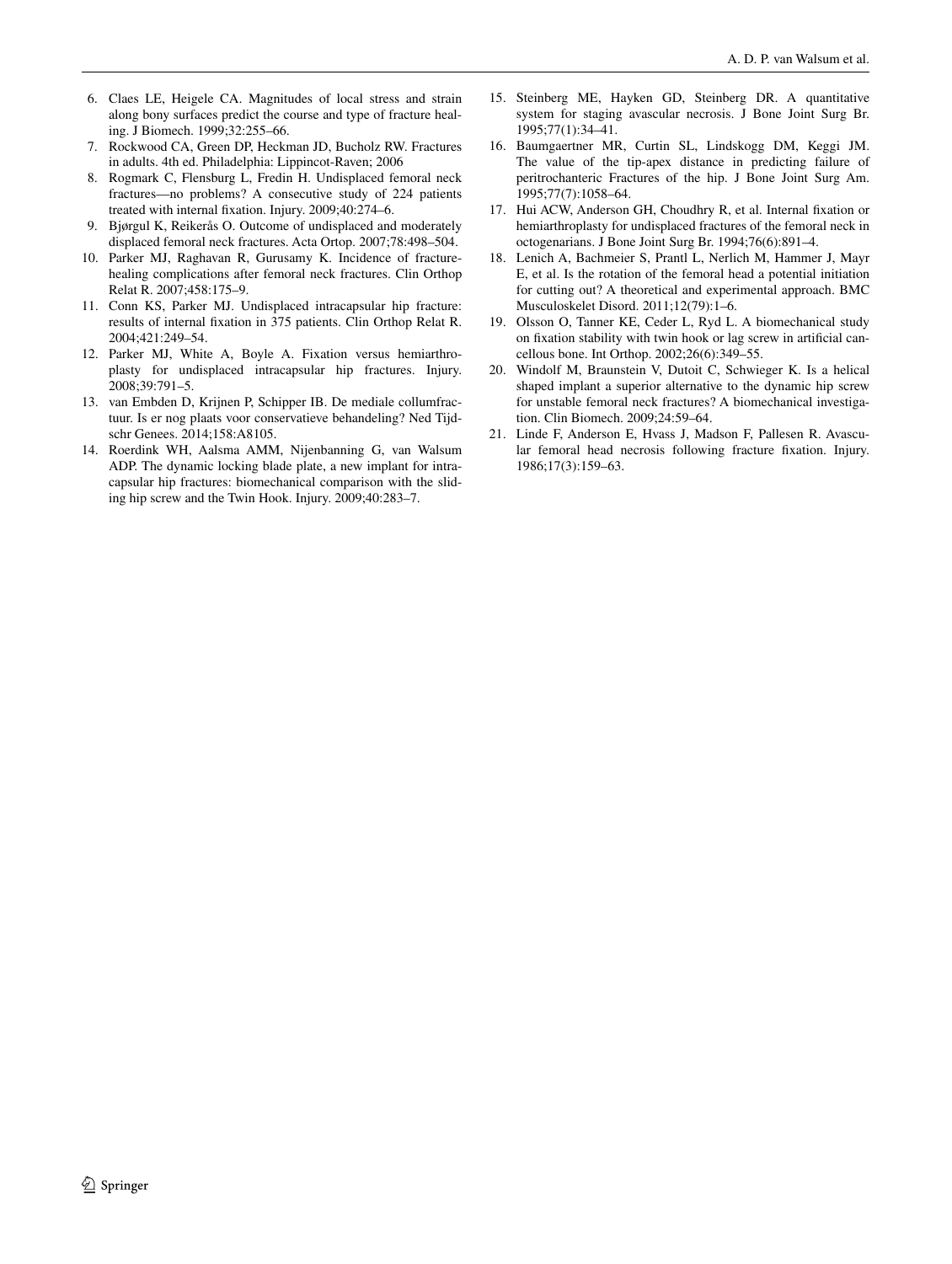6. Claes LE, Heigele CA. Magnitudes of local stress and strain along bony surfaces predict the course and type of fracture healing. J Biomech. 1999;32:255–66.
7. Rockwood CA, Green DP, Heckman JD, Bucholz RW. Fractures in adults. 4th ed. Philadelphia: Lippincot-Raven; 2006
8. Rogmark C, Flensburg L, Fredin H. Undisplaced femoral neck fractures—no problems? A consecutive study of 224 patients treated with internal fixation. Injury. 2009;40:274–6.
9. Bjørgul K, Reikerås O. Outcome of undisplaced and moderately displaced femoral neck fractures. Acta Ortop. 2007;78:498–504.
10. Parker MJ, Raghavan R, Gurusamy K. Incidence of fracture-healing complications after femoral neck fractures. Clin Orthop Relat R. 2007;458:175–9.
11. Conn KS, Parker MJ. Undisplaced intracapsular hip fracture: results of internal fixation in 375 patients. Clin Orthop Relat R. 2004;421:249–54.
12. Parker MJ, White A, Boyle A. Fixation versus hemiarthroplasty for undisplaced intracapsular hip fractures. Injury. 2008;39:791–5.
13. van Embden D, Krijnen P, Schipper IB. De mediale collumfractuur. Is er nog plaats voor conservatieve behandeling? Ned Tijdschr Genees. 2014;158:A8105.
14. Roerdink WH, Aalsma AMM, Nijenbanning G, van Walsum ADP. The dynamic locking blade plate, a new implant for intracapsular hip fractures: biomechanical comparison with the sliding hip screw and the Twin Hook. Injury. 2009;40:283–7.
15. Steinberg ME, Hayken GD, Steinberg DR. A quantitative system for staging avascular necrosis. J Bone Joint Surg Br. 1995;77(1):34–41.
16. Baumgaertner MR, Curtin SL, Lindskogg DM, Keggi JM. The value of the tip-apex distance in predicting failure of peritrochanteric Fractures of the hip. J Bone Joint Surg Am. 1995;77(7):1058–64.
17. Hui ACW, Anderson GH, Choudhry R, et al. Internal fixation or hemiarthroplasty for undisplaced fractures of the femoral neck in octogenarians. J Bone Joint Surg Br. 1994;76(6):891–4.
18. Lenich A, Bachmeier S, Prantl L, Nerlich M, Hammer J, Mayr E, et al. Is the rotation of the femoral head a potential initiation for cutting out? A theoretical and experimental approach. BMC Musculoskelet Disord. 2011;12(79):1–6.
19. Olsson O, Tanner KE, Ceder L, Ryd L. A biomechanical study on fixation stability with twin hook or lag screw in artificial cancellous bone. Int Orthop. 2002;26(6):349–55.
20. Windolf M, Braunstein V, Dutoit C, Schwieger K. Is a helical shaped implant a superior alternative to the dynamic hip screw for unstable femoral neck fractures? A biomechanical investigation. Clin Biomech. 2009;24:59–64.
21. Linde F, Anderson E, Hvass J, Madson F, Pallesen R. Avascular femoral head necrosis following fracture fixation. Injury. 1986;17(3):159–63.